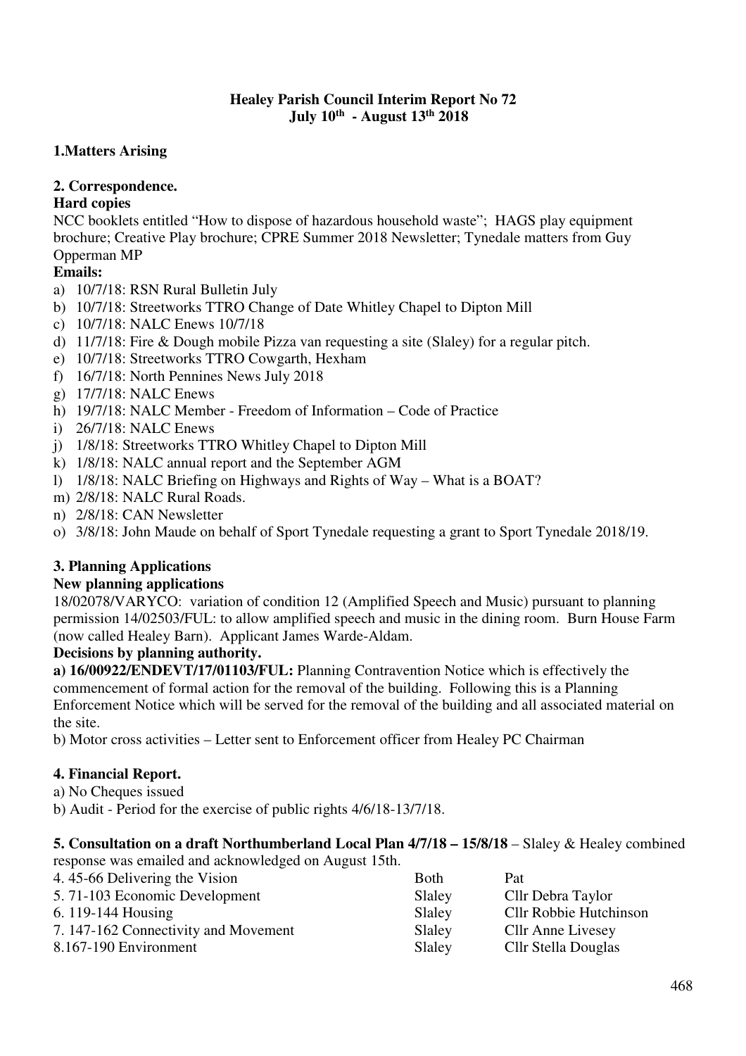**Healey Parish Council Interim Report No 72**
**July 10th - August 13th 2018**

## 1. Matters Arising

## 2. Correspondence.

**Hard copies**

NCC booklets entitled "How to dispose of hazardous household waste"; HAGS play equipment brochure; Creative Play brochure; CPRE Summer 2018 Newsletter; Tynedale matters from Guy Opperman MP

**Emails:**

a) 10/7/18: RSN Rural Bulletin July
b) 10/7/18: Streetworks TTRO Change of Date Whitley Chapel to Dipton Mill
c) 10/7/18: NALC Enews 10/7/18
d) 11/7/18: Fire & Dough mobile Pizza van requesting a site (Slaley) for a regular pitch.
e) 10/7/18: Streetworks TTRO Cowgarth, Hexham
f) 16/7/18: North Pennines News July 2018
g) 17/7/18: NALC Enews
h) 19/7/18: NALC Member - Freedom of Information – Code of Practice
i) 26/7/18: NALC Enews
j) 1/8/18: Streetworks TTRO Whitley Chapel to Dipton Mill
k) 1/8/18: NALC annual report and the September AGM
l) 1/8/18: NALC Briefing on Highways and Rights of Way – What is a BOAT?
m) 2/8/18: NALC Rural Roads.
n) 2/8/18: CAN Newsletter
o) 3/8/18: John Maude on behalf of Sport Tynedale requesting a grant to Sport Tynedale 2018/19.

## 3. Planning Applications

**New planning applications**

18/02078/VARYCO: variation of condition 12 (Amplified Speech and Music) pursuant to planning permission 14/02503/FUL: to allow amplified speech and music in the dining room. Burn House Farm (now called Healey Barn). Applicant James Warde-Aldam.

**Decisions by planning authority.**

**a) 16/00922/ENDEVT/17/01103/FUL:** Planning Contravention Notice which is effectively the commencement of formal action for the removal of the building. Following this is a Planning Enforcement Notice which will be served for the removal of the building and all associated material on the site.

b) Motor cross activities – Letter sent to Enforcement officer from Healey PC Chairman

## 4. Financial Report.

a) No Cheques issued
b) Audit - Period for the exercise of public rights 4/6/18-13/7/18.

**5. Consultation on a draft Northumberland Local Plan 4/7/18 – 15/8/18** – Slaley & Healey combined response was emailed and acknowledged on August 15th.

| | | |
|---|---|---|
| 4. 45-66 Delivering the Vision | Both | Pat |
| 5. 71-103 Economic Development | Slaley | Cllr Debra Taylor |
| 6. 119-144 Housing | Slaley | Cllr Robbie Hutchinson |
| 7. 147-162 Connectivity and Movement | Slaley | Cllr Anne Livesey |
| 8.167-190 Environment | Slaley | Cllr Stella Douglas |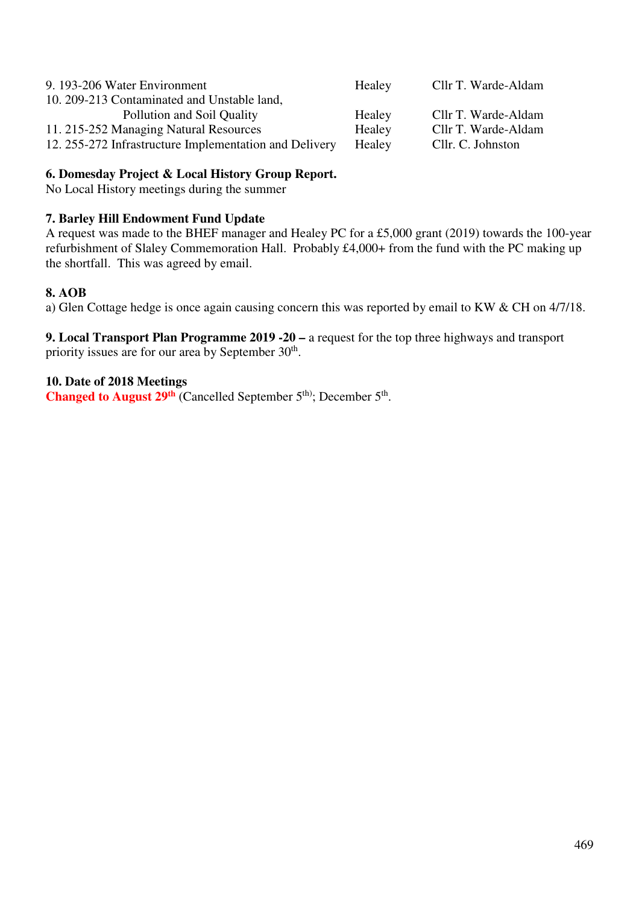| | | |
|---|---|---|
| 9. 193-206 Water Environment | Healey | Cllr T. Warde-Aldam |
| 10. 209-213 Contaminated and Unstable land, Pollution and Soil Quality | Healey | Cllr T. Warde-Aldam |
| 11. 215-252 Managing Natural Resources | Healey | Cllr T. Warde-Aldam |
| 12. 255-272 Infrastructure Implementation and Delivery | Healey | Cllr. C. Johnston |

**6. Domesday Project & Local History Group Report.**
No Local History meetings during the summer

**7. Barley Hill Endowment Fund Update**
A request was made to the BHEF manager and Healey PC for a £5,000 grant (2019) towards the 100-year refurbishment of Slaley Commemoration Hall. Probably £4,000+ from the fund with the PC making up the shortfall. This was agreed by email.

**8. AOB**
a) Glen Cottage hedge is once again causing concern this was reported by email to KW & CH on 4/7/18.

**9. Local Transport Plan Programme 2019 -20 –** a request for the top three highways and transport priority issues are for our area by September 30th.

**10. Date of 2018 Meetings**
**Changed to August 29th** (Cancelled September 5th); December 5th.